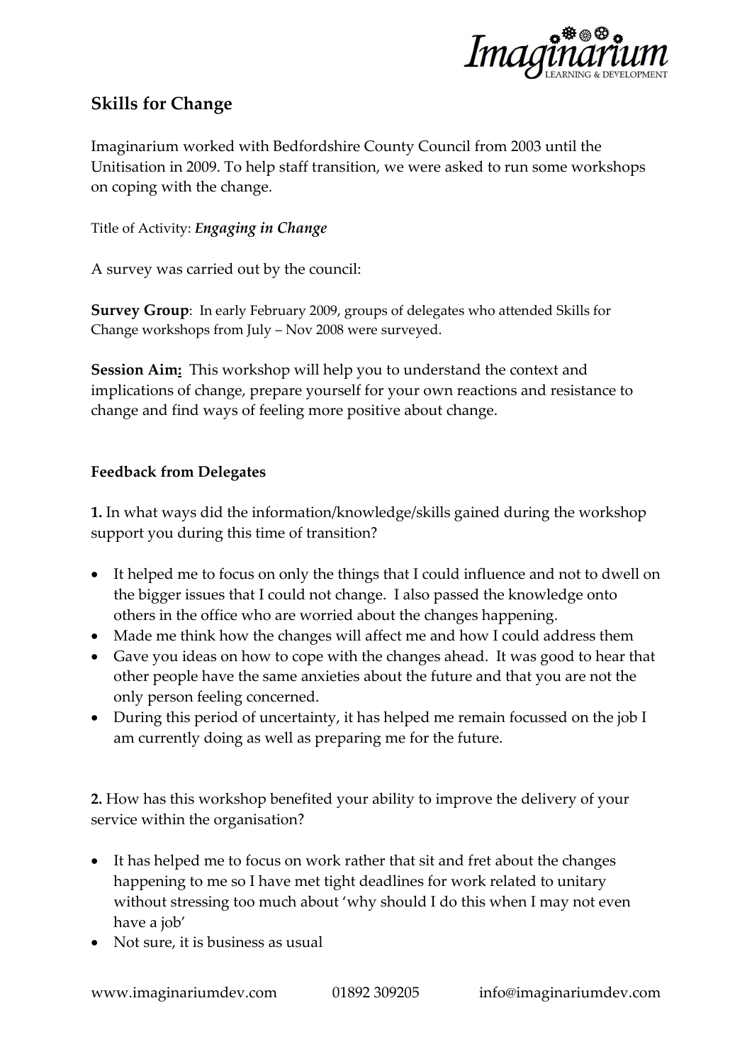## Skills for Change

Imaginarium worked with Bedfordshire County Council from 2003 until the Unitisation in 2009. To help staff transition, we were asked to run some workshops on coping with the change.

Title of Activity: ***Engaging in Change***

A survey was carried out by the council:

**Survey Group**: In early February 2009, groups of delegates who attended Skills for Change workshops from July – Nov 2008 were surveyed.

**Session Aim:** This workshop will help you to understand the context and implications of change, prepare yourself for your own reactions and resistance to change and find ways of feeling more positive about change.

**Feedback from Delegates**

**1.** In what ways did the information/knowledge/skills gained during the workshop support you during this time of transition?

- It helped me to focus on only the things that I could influence and not to dwell on the bigger issues that I could not change. I also passed the knowledge onto others in the office who are worried about the changes happening.
- Made me think how the changes will affect me and how I could address them
- Gave you ideas on how to cope with the changes ahead. It was good to hear that other people have the same anxieties about the future and that you are not the only person feeling concerned.
- During this period of uncertainty, it has helped me remain focussed on the job I am currently doing as well as preparing me for the future.

**2.** How has this workshop benefited your ability to improve the delivery of your service within the organisation?

- It has helped me to focus on work rather that sit and fret about the changes happening to me so I have met tight deadlines for work related to unitary without stressing too much about 'why should I do this when I may not even have a job'
- Not sure, it is business as usual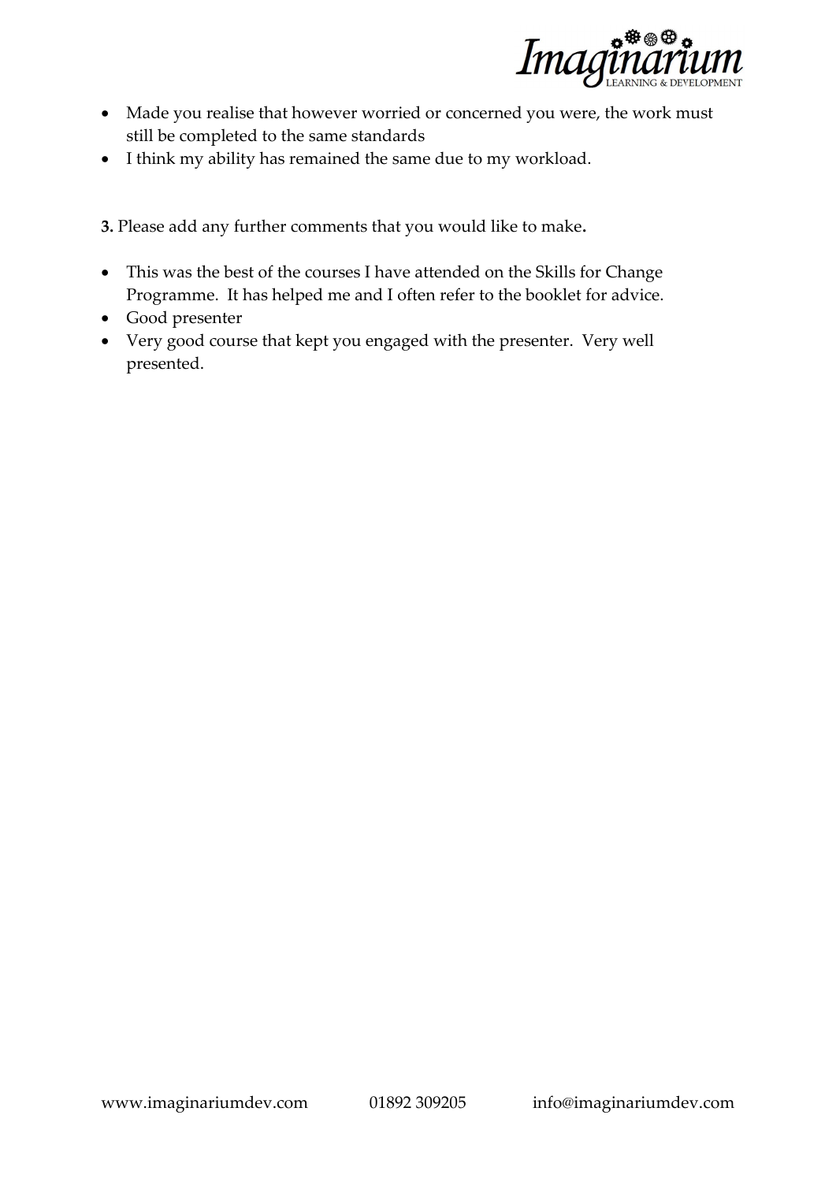- Made you realise that however worried or concerned you were, the work must still be completed to the same standards
- I think my ability has remained the same due to my workload.

**3.** Please add any further comments that you would like to make**.**

- This was the best of the courses I have attended on the Skills for Change Programme. It has helped me and I often refer to the booklet for advice.
- Good presenter
- Very good course that kept you engaged with the presenter. Very well presented.